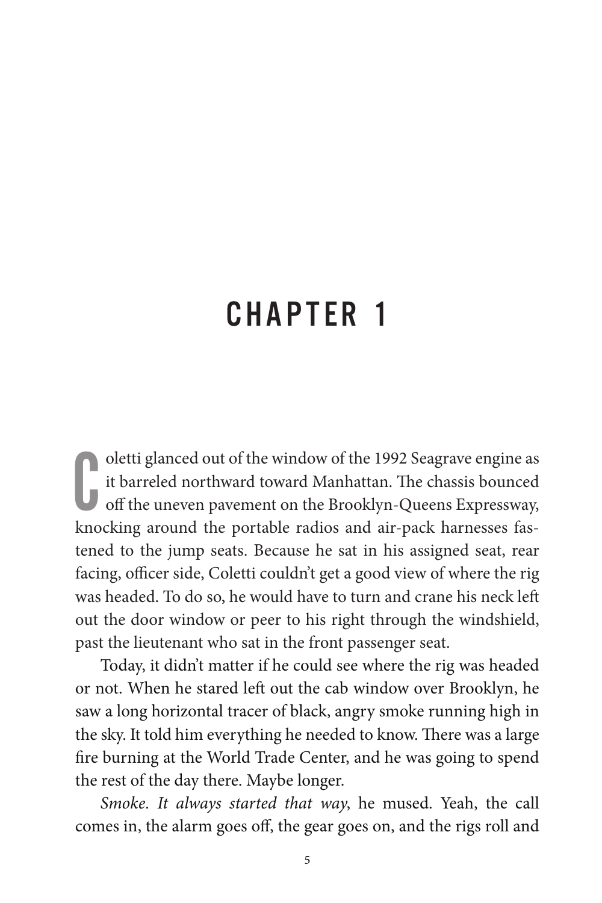# CHAPTER 1

Coletti glanced out of the window of the 1992 Seagrave engine as it barreled northward toward Manhattan. The chassis bounced off the uneven pavement on the Brooklyn-Queens Expressway, knocking around the portable radios and air-pack harnesses fastened to the jump seats. Because he sat in his assigned seat, rear facing, officer side, Coletti couldn't get a good view of where the rig was headed. To do so, he would have to turn and crane his neck left out the door window or peer to his right through the windshield, past the lieutenant who sat in the front passenger seat.

Today, it didn't matter if he could see where the rig was headed or not. When he stared left out the cab window over Brooklyn, he saw a long horizontal tracer of black, angry smoke running high in the sky. It told him everything he needed to know. There was a large fire burning at the World Trade Center, and he was going to spend the rest of the day there. Maybe longer.

*Smoke. It always started that way*, he mused. Yeah, the call comes in, the alarm goes off, the gear goes on, and the rigs roll and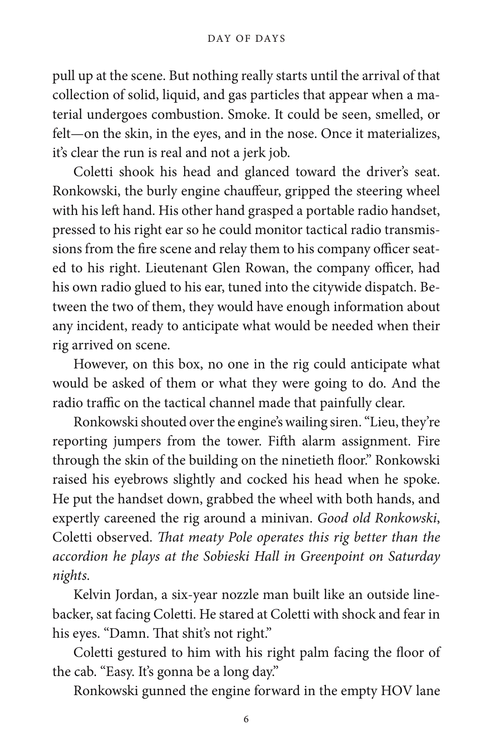pull up at the scene. But nothing really starts until the arrival of that collection of solid, liquid, and gas particles that appear when a material undergoes combustion. Smoke. It could be seen, smelled, or felt—on the skin, in the eyes, and in the nose. Once it materializes, it's clear the run is real and not a jerk job.

Coletti shook his head and glanced toward the driver's seat. Ronkowski, the burly engine chauffeur, gripped the steering wheel with his left hand. His other hand grasped a portable radio handset, pressed to his right ear so he could monitor tactical radio transmissions from the fire scene and relay them to his company officer seated to his right. Lieutenant Glen Rowan, the company officer, had his own radio glued to his ear, tuned into the citywide dispatch. Between the two of them, they would have enough information about any incident, ready to anticipate what would be needed when their rig arrived on scene.

However, on this box, no one in the rig could anticipate what would be asked of them or what they were going to do. And the radio traffic on the tactical channel made that painfully clear.

Ronkowski shouted over the engine's wailing siren. "Lieu, they're reporting jumpers from the tower. Fifth alarm assignment. Fire through the skin of the building on the ninetieth floor." Ronkowski raised his eyebrows slightly and cocked his head when he spoke. He put the handset down, grabbed the wheel with both hands, and expertly careened the rig around a minivan. *Good old Ronkowski*, Coletti observed. *That meaty Pole operates this rig better than the accordion he plays at the Sobieski Hall in Greenpoint on Saturday nights.*

Kelvin Jordan, a six-year nozzle man built like an outside linebacker, sat facing Coletti. He stared at Coletti with shock and fear in his eyes. "Damn. That shit's not right."

Coletti gestured to him with his right palm facing the floor of the cab. "Easy. It's gonna be a long day."

Ronkowski gunned the engine forward in the empty HOV lane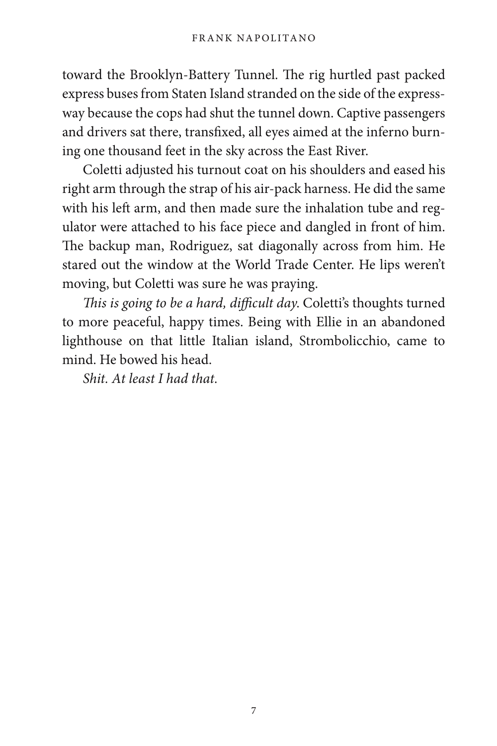toward the Brooklyn-Battery Tunnel. The rig hurtled past packed express buses from Staten Island stranded on the side of the expressway because the cops had shut the tunnel down. Captive passengers and drivers sat there, transfixed, all eyes aimed at the inferno burning one thousand feet in the sky across the East River.

Coletti adjusted his turnout coat on his shoulders and eased his right arm through the strap of his air-pack harness. He did the same with his left arm, and then made sure the inhalation tube and regulator were attached to his face piece and dangled in front of him. The backup man, Rodriguez, sat diagonally across from him. He stared out the window at the World Trade Center. He lips weren't moving, but Coletti was sure he was praying.

*This is going to be a hard, difficult day.* Coletti's thoughts turned to more peaceful, happy times. Being with Ellie in an abandoned lighthouse on that little Italian island, Strombolicchio, came to mind. He bowed his head.

*Shit. At least I had that.*